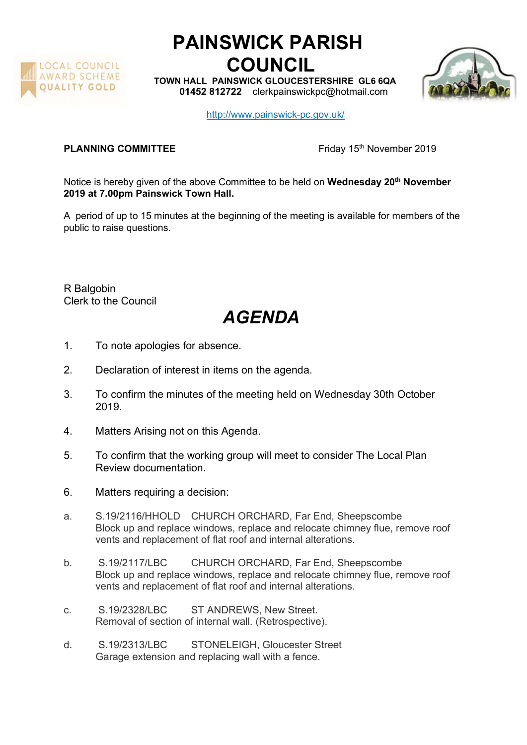# PAINSWICK PARISH COUNCIL

**TOWN HALL PAINSWICK GLOUCESTERSHIRE GL6 6QA**
**01452 812722** clerkpainswickpc@hotmail.com

http://www.painswick-pc.gov.uk/

LOCAL COUNCIL AWARD SCHEME QUALITY GOLD

**PLANNING COMMITTEE** Friday 15th November 2019

Notice is hereby given of the above Committee to be held on **Wednesday 20th November 2019 at 7.00pm Painswick Town Hall.**

A period of up to 15 minutes at the beginning of the meeting is available for members of the public to raise questions.

R Balgobin
Clerk to the Council

## *AGENDA*

1. To note apologies for absence.

2. Declaration of interest in items on the agenda.

3. To confirm the minutes of the meeting held on Wednesday 30th October 2019.

4. Matters Arising not on this Agenda.

5. To confirm that the working group will meet to consider The Local Plan Review documentation.

6. Matters requiring a decision:

a. S.19/2116/HHOLD CHURCH ORCHARD, Far End, Sheepscombe
Block up and replace windows, replace and relocate chimney flue, remove roof vents and replacement of flat roof and internal alterations.

b. S.19/2117/LBC CHURCH ORCHARD, Far End, Sheepscombe
Block up and replace windows, replace and relocate chimney flue, remove roof vents and replacement of flat roof and internal alterations.

c. S.19/2328/LBC ST ANDREWS, New Street.
Removal of section of internal wall. (Retrospective).

d. S.19/2313/LBC STONELEIGH, Gloucester Street
Garage extension and replacing wall with a fence.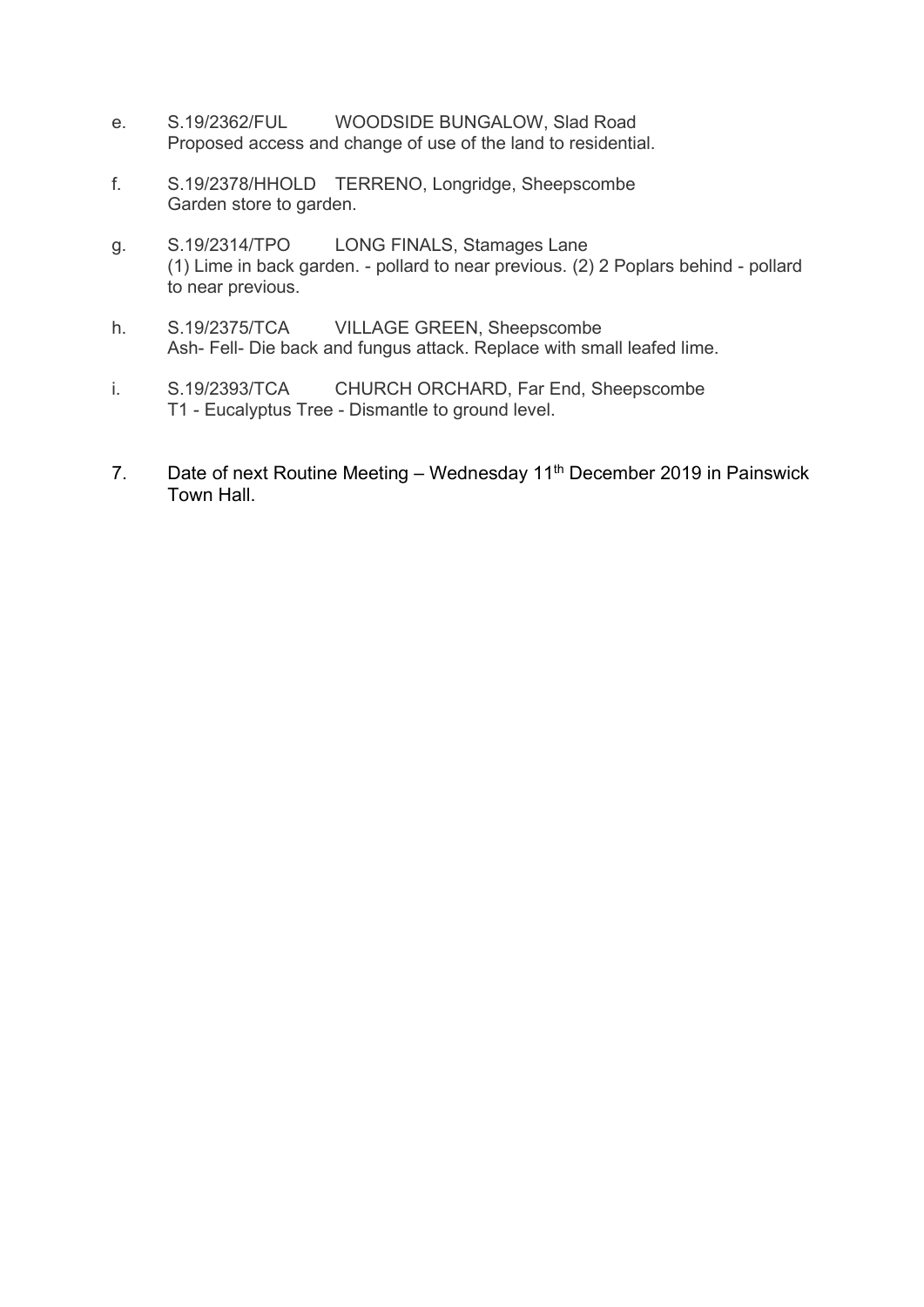e. S.19/2362/FUL WOODSIDE BUNGALOW, Slad Road
   Proposed access and change of use of the land to residential.

f. S.19/2378/HHOLD TERRENO, Longridge, Sheepscombe
   Garden store to garden.

g. S.19/2314/TPO LONG FINALS, Stamages Lane
   (1) Lime in back garden. - pollard to near previous. (2) 2 Poplars behind - pollard to near previous.

h. S.19/2375/TCA VILLAGE GREEN, Sheepscombe
   Ash- Fell- Die back and fungus attack. Replace with small leafed lime.

i. S.19/2393/TCA CHURCH ORCHARD, Far End, Sheepscombe
   T1 - Eucalyptus Tree - Dismantle to ground level.

7. Date of next Routine Meeting – Wednesday 11th December 2019 in Painswick Town Hall.